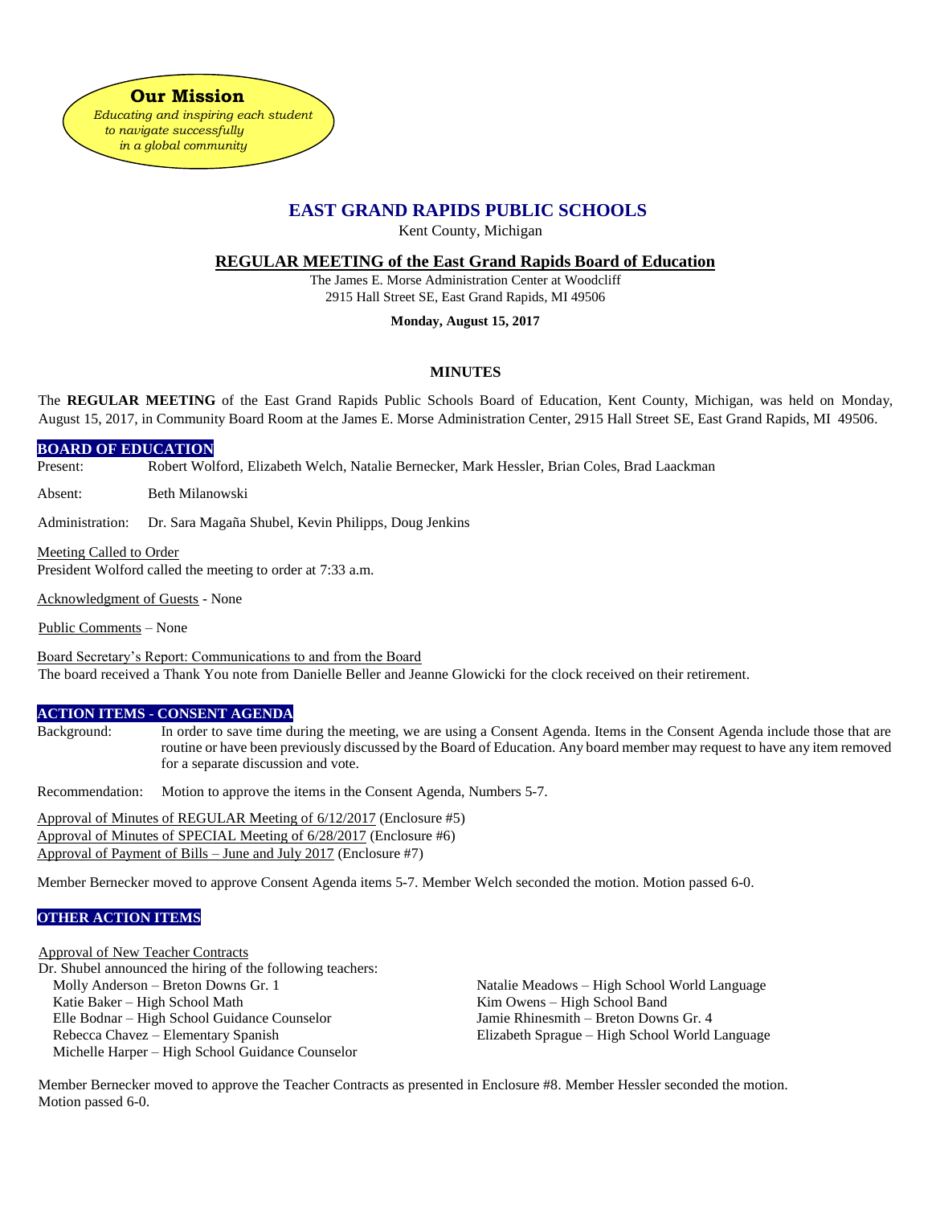**Our Mission**

*Educating and inspiring each student to navigate successfully in a global community*

# EAST GRAND RAPIDS PUBLIC SCHOOLS

Kent County, Michigan

## REGULAR MEETING of the East Grand Rapids Board of Education

The James E. Morse Administration Center at Woodcliff
2915 Hall Street SE, East Grand Rapids, MI 49506

**Monday, August 15, 2017**

### MINUTES

The **REGULAR MEETING** of the East Grand Rapids Public Schools Board of Education, Kent County, Michigan, was held on Monday, August 15, 2017, in Community Board Room at the James E. Morse Administration Center, 2915 Hall Street SE, East Grand Rapids, MI 49506.

**BOARD OF EDUCATION**

Present: Robert Wolford, Elizabeth Welch, Natalie Bernecker, Mark Hessler, Brian Coles, Brad Laackman

Absent: Beth Milanowski

Administration: Dr. Sara Magaña Shubel, Kevin Philipps, Doug Jenkins

Meeting Called to Order
President Wolford called the meeting to order at 7:33 a.m.

Acknowledgment of Guests - None

Public Comments – None

Board Secretary's Report: Communications to and from the Board
The board received a Thank You note from Danielle Beller and Jeanne Glowicki for the clock received on their retirement.

**ACTION ITEMS - CONSENT AGENDA**

Background: In order to save time during the meeting, we are using a Consent Agenda. Items in the Consent Agenda include those that are routine or have been previously discussed by the Board of Education. Any board member may request to have any item removed for a separate discussion and vote.

Recommendation: Motion to approve the items in the Consent Agenda, Numbers 5-7.

Approval of Minutes of REGULAR Meeting of 6/12/2017 (Enclosure #5)
Approval of Minutes of SPECIAL Meeting of 6/28/2017 (Enclosure #6)
Approval of Payment of Bills – June and July 2017 (Enclosure #7)

Member Bernecker moved to approve Consent Agenda items 5-7. Member Welch seconded the motion. Motion passed 6-0.

**OTHER ACTION ITEMS**

Approval of New Teacher Contracts
Dr. Shubel announced the hiring of the following teachers:

- Molly Anderson – Breton Downs Gr. 1
- Katie Baker – High School Math
- Elle Bodnar – High School Guidance Counselor
- Rebecca Chavez – Elementary Spanish
- Michelle Harper – High School Guidance Counselor
- Natalie Meadows – High School World Language
- Kim Owens – High School Band
- Jamie Rhinesmith – Breton Downs Gr. 4
- Elizabeth Sprague – High School World Language

Member Bernecker moved to approve the Teacher Contracts as presented in Enclosure #8. Member Hessler seconded the motion. Motion passed 6-0.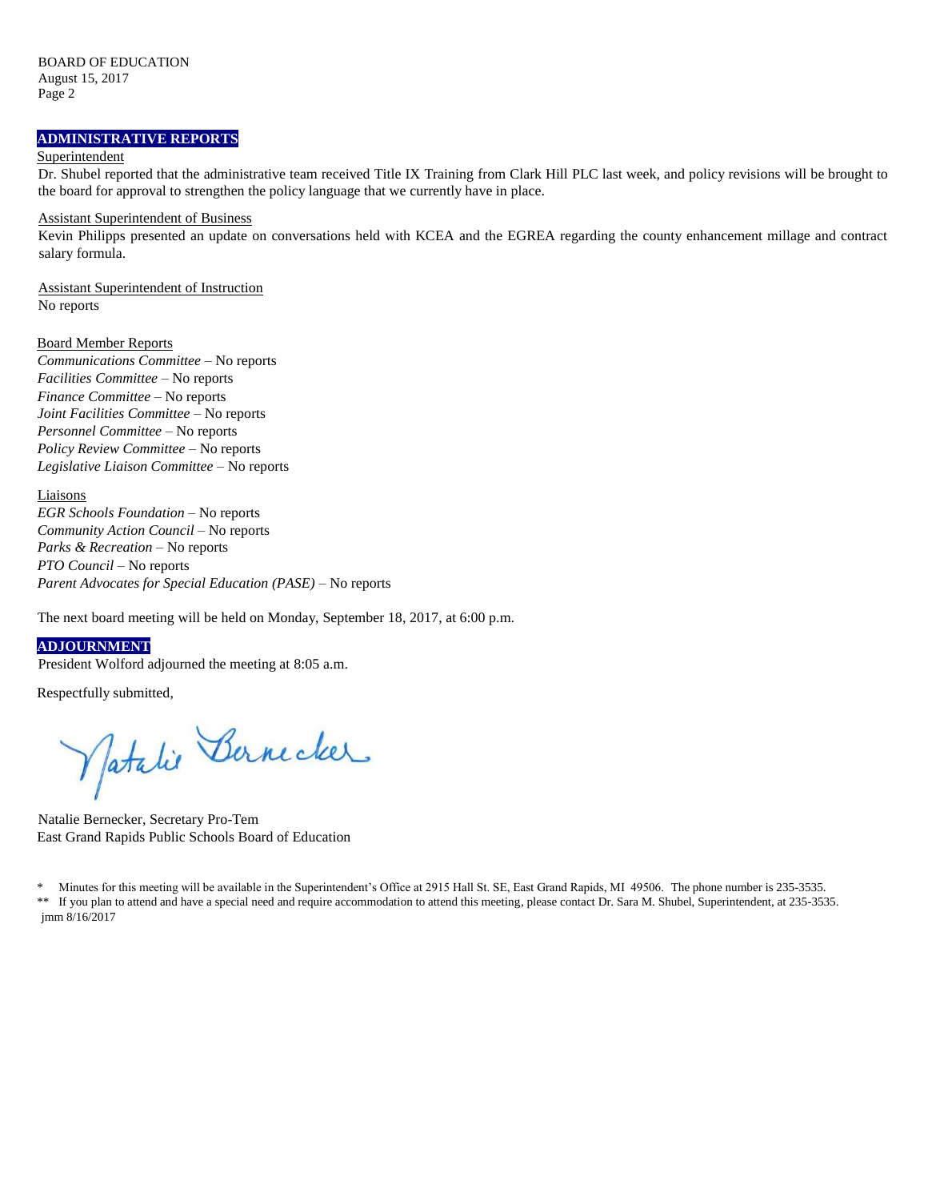## ADMINISTRATIVE REPORTS

Superintendent

Dr. Shubel reported that the administrative team received Title IX Training from Clark Hill PLC last week, and policy revisions will be brought to the board for approval to strengthen the policy language that we currently have in place.

Assistant Superintendent of Business

Kevin Philipps presented an update on conversations held with KCEA and the EGREA regarding the county enhancement millage and contract salary formula.

Assistant Superintendent of Instruction

No reports

Board Member Reports

*Communications Committee* – No reports
*Facilities Committee* – No reports
*Finance Committee* – No reports
*Joint Facilities Committee* – No reports
*Personnel Committee* – No reports
*Policy Review Committee* – No reports
*Legislative Liaison Committee* – No reports

Liaisons

*EGR Schools Foundation* – No reports
*Community Action Council* – No reports
*Parks & Recreation* – No reports
*PTO Council* – No reports
*Parent Advocates for Special Education (PASE)* – No reports

The next board meeting will be held on Monday, September 18, 2017, at 6:00 p.m.

## ADJOURNMENT

President Wolford adjourned the meeting at 8:05 a.m.

Respectfully submitted,

Natalie Bernecker

Natalie Bernecker, Secretary Pro-Tem
East Grand Rapids Public Schools Board of Education

\* Minutes for this meeting will be available in the Superintendent's Office at 2915 Hall St. SE, East Grand Rapids, MI 49506. The phone number is 235-3535.
\*\* If you plan to attend and have a special need and require accommodation to attend this meeting, please contact Dr. Sara M. Shubel, Superintendent, at 235-3535.
jmm 8/16/2017